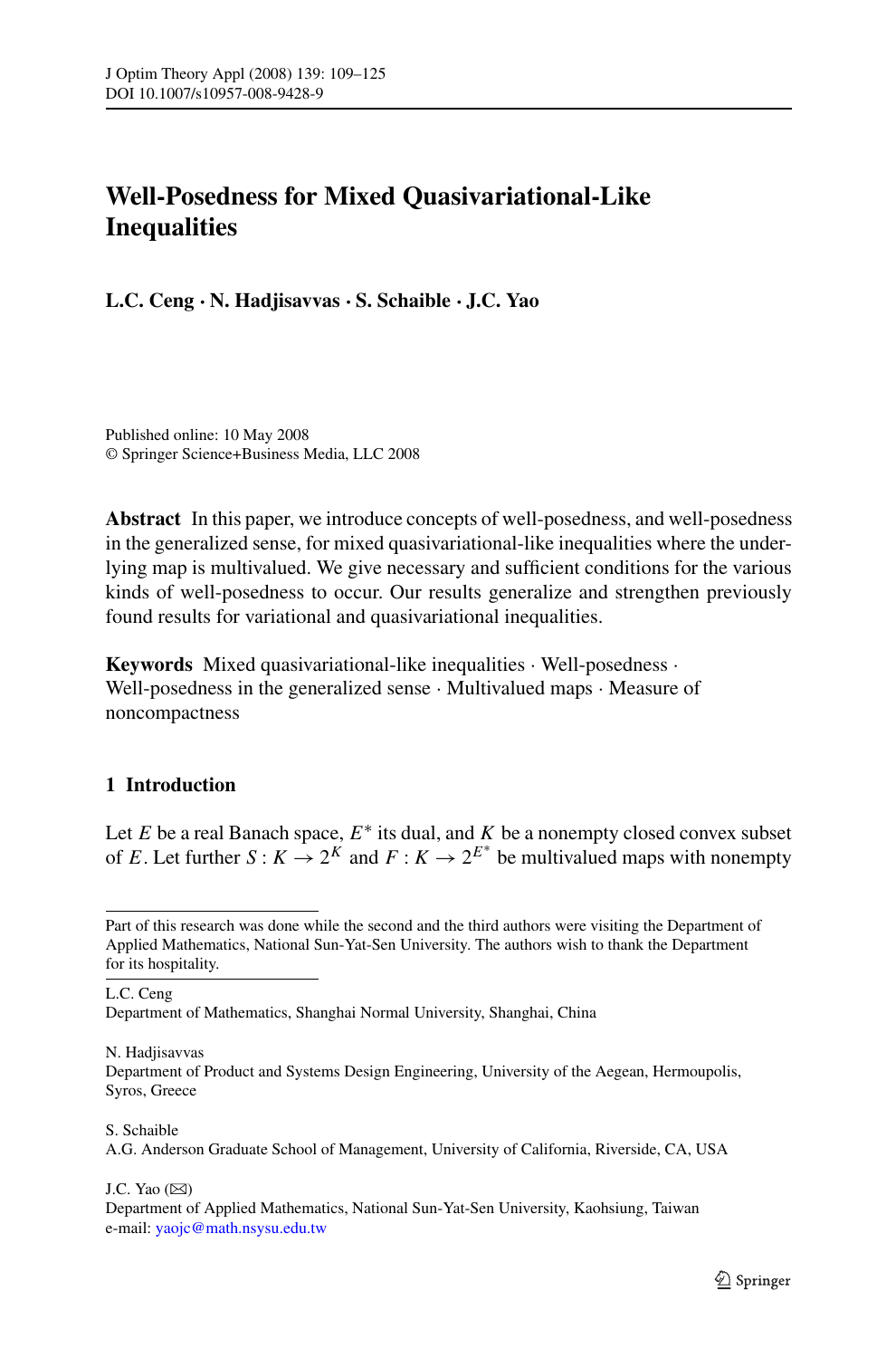# Well-Posedness for Mixed Quasivariational-Like Inequalities

**L.C. Ceng · N. Hadjisavvas · S. Schaible · J.C. Yao**

Published online: 10 May 2008
© Springer Science+Business Media, LLC 2008

**Abstract** In this paper, we introduce concepts of well-posedness, and well-posedness in the generalized sense, for mixed quasivariational-like inequalities where the underlying map is multivalued. We give necessary and sufficient conditions for the various kinds of well-posedness to occur. Our results generalize and strengthen previously found results for variational and quasivariational inequalities.

**Keywords** Mixed quasivariational-like inequalities · Well-posedness · Well-posedness in the generalized sense · Multivalued maps · Measure of noncompactness

## 1 Introduction

Let $E$ be a real Banach space, $E^*$ its dual, and $K$ be a nonempty closed convex subset of $E$. Let further $S : K \to 2^K$ and $F : K \to 2^{E^*}$ be multivalued maps with nonempty

---

Part of this research was done while the second and the third authors were visiting the Department of Applied Mathematics, National Sun-Yat-Sen University. The authors wish to thank the Department for its hospitality.

L.C. Ceng
Department of Mathematics, Shanghai Normal University, Shanghai, China

N. Hadjisavvas
Department of Product and Systems Design Engineering, University of the Aegean, Hermoupolis, Syros, Greece

S. Schaible
A.G. Anderson Graduate School of Management, University of California, Riverside, CA, USA

J.C. Yao (✉)
Department of Applied Mathematics, National Sun-Yat-Sen University, Kaohsiung, Taiwan
e-mail: yaojc@math.nsysu.edu.tw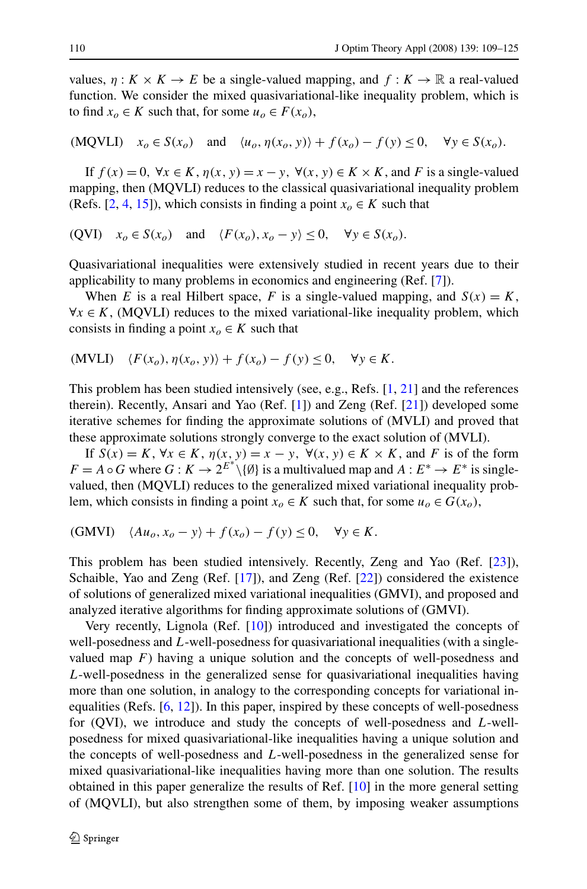values, $\eta : K \times K \to E$ be a single-valued mapping, and $f : K \to \mathbb{R}$ a real-valued function. We consider the mixed quasivariational-like inequality problem, which is to find $x_o \in K$ such that, for some $u_o \in F(x_o)$,

$$\text{(MQVLI)} \quad x_o \in S(x_o) \quad \text{and} \quad \langle u_o, \eta(x_o, y)\rangle + f(x_o) - f(y) \le 0, \quad \forall y \in S(x_o).$$

If $f(x) = 0$, $\forall x \in K$, $\eta(x, y) = x - y$, $\forall (x, y) \in K \times K$, and $F$ is a single-valued mapping, then (MQVLI) reduces to the classical quasivariational inequality problem (Refs. [2, 4, 15]), which consists in finding a point $x_o \in K$ such that

$$\text{(QVI)} \quad x_o \in S(x_o) \quad \text{and} \quad \langle F(x_o), x_o - y\rangle \le 0, \quad \forall y \in S(x_o).$$

Quasivariational inequalities were extensively studied in recent years due to their applicability to many problems in economics and engineering (Ref. [7]).

When $E$ is a real Hilbert space, $F$ is a single-valued mapping, and $S(x) = K$, $\forall x \in K$, (MQVLI) reduces to the mixed variational-like inequality problem, which consists in finding a point $x_o \in K$ such that

$$\text{(MVLI)} \quad \langle F(x_o), \eta(x_o, y)\rangle + f(x_o) - f(y) \le 0, \quad \forall y \in K.$$

This problem has been studied intensively (see, e.g., Refs. [1, 21] and the references therein). Recently, Ansari and Yao (Ref. [1]) and Zeng (Ref. [21]) developed some iterative schemes for finding the approximate solutions of (MVLI) and proved that these approximate solutions strongly converge to the exact solution of (MVLI).

If $S(x) = K$, $\forall x \in K$, $\eta(x, y) = x - y$, $\forall (x, y) \in K \times K$, and $F$ is of the form $F = A \circ G$ where $G : K \to 2^{E^*} \backslash \{\emptyset\}$ is a multivalued map and $A : E^* \to E^*$ is single-valued, then (MQVLI) reduces to the generalized mixed variational inequality problem, which consists in finding a point $x_o \in K$ such that, for some $u_o \in G(x_o)$,

$$\text{(GMVI)} \quad \langle Au_o, x_o - y\rangle + f(x_o) - f(y) \le 0, \quad \forall y \in K.$$

This problem has been studied intensively. Recently, Zeng and Yao (Ref. [23]), Schaible, Yao and Zeng (Ref. [17]), and Zeng (Ref. [22]) considered the existence of solutions of generalized mixed variational inequalities (GMVI), and proposed and analyzed iterative algorithms for finding approximate solutions of (GMVI).

Very recently, Lignola (Ref. [10]) introduced and investigated the concepts of well-posedness and $L$-well-posedness for quasivariational inequalities (with a single-valued map $F$) having a unique solution and the concepts of well-posedness and $L$-well-posedness in the generalized sense for quasivariational inequalities having more than one solution, in analogy to the corresponding concepts for variational inequalities (Refs. [6, 12]). In this paper, inspired by these concepts of well-posedness for (QVI), we introduce and study the concepts of well-posedness and $L$-well-posedness for mixed quasivariational-like inequalities having a unique solution and the concepts of well-posedness and $L$-well-posedness in the generalized sense for mixed quasivariational-like inequalities having more than one solution. The results obtained in this paper generalize the results of Ref. [10] in the more general setting of (MQVLI), but also strengthen some of them, by imposing weaker assumptions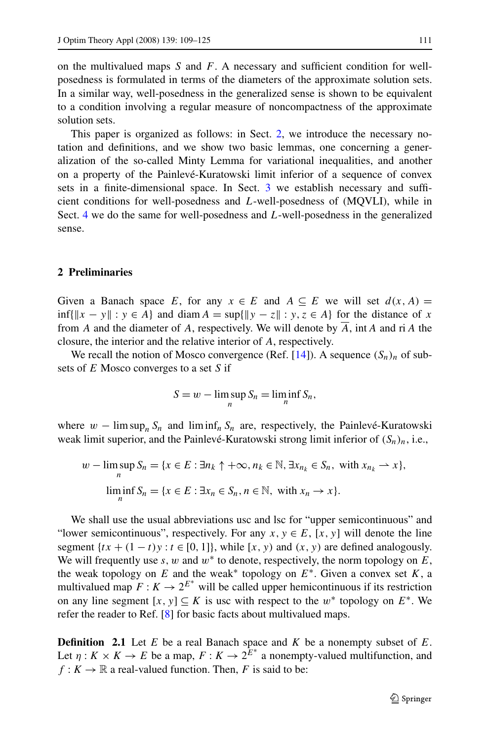on the multivalued maps $S$ and $F$. A necessary and sufficient condition for well-posedness is formulated in terms of the diameters of the approximate solution sets. In a similar way, well-posedness in the generalized sense is shown to be equivalent to a condition involving a regular measure of noncompactness of the approximate solution sets.

This paper is organized as follows: in Sect. 2, we introduce the necessary notation and definitions, and we show two basic lemmas, one concerning a generalization of the so-called Minty Lemma for variational inequalities, and another on a property of the Painlevé-Kuratowski limit inferior of a sequence of convex sets in a finite-dimensional space. In Sect. 3 we establish necessary and sufficient conditions for well-posedness and $L$-well-posedness of (MQVLI), while in Sect. 4 we do the same for well-posedness and $L$-well-posedness in the generalized sense.

## 2 Preliminaries

Given a Banach space $E$, for any $x \in E$ and $A \subseteq E$ we will set $d(x, A) = \inf\{\|x - y\| : y \in A\}$ and $\operatorname{diam} A = \sup\{\|y - z\| : y, z \in A\}$ for the distance of $x$ from $A$ and the diameter of $A$, respectively. We will denote by $\overline{A}$, $\operatorname{int} A$ and $\operatorname{ri} A$ the closure, the interior and the relative interior of $A$, respectively.

We recall the notion of Mosco convergence (Ref. [14]). A sequence $(S_n)_n$ of subsets of $E$ Mosco converges to a set $S$ if

$$S = w - \limsup_n S_n = \liminf_n S_n,$$

where $w - \limsup_n S_n$ and $\liminf_n S_n$ are, respectively, the Painlevé-Kuratowski weak limit superior, and the Painlevé-Kuratowski strong limit inferior of $(S_n)_n$, i.e.,

$$w - \limsup_n S_n = \{x \in E : \exists n_k \uparrow +\infty, n_k \in \mathbb{N}, \exists x_{n_k} \in S_n, \text{ with } x_{n_k} \rightharpoonup x\},$$

$$\liminf_n S_n = \{x \in E : \exists x_n \in S_n, n \in \mathbb{N}, \text{ with } x_n \to x\}.$$

We shall use the usual abbreviations usc and lsc for "upper semicontinuous" and "lower semicontinuous", respectively. For any $x, y \in E$, $[x, y]$ will denote the line segment $\{tx + (1-t)y : t \in [0, 1]\}$, while $[x, y)$ and $(x, y)$ are defined analogously. We will frequently use $s$, $w$ and $w^*$ to denote, respectively, the norm topology on $E$, the weak topology on $E$ and the weak* topology on $E^*$. Given a convex set $K$, a multivalued map $F : K \to 2^{E^*}$ will be called upper hemicontinuous if its restriction on any line segment $[x, y] \subseteq K$ is usc with respect to the $w^*$ topology on $E^*$. We refer the reader to Ref. [8] for basic facts about multivalued maps.

**Definition 2.1** Let $E$ be a real Banach space and $K$ be a nonempty subset of $E$. Let $\eta : K \times K \to E$ be a map, $F : K \to 2^{E^*}$ a nonempty-valued multifunction, and $f : K \to \mathbb{R}$ a real-valued function. Then, $F$ is said to be: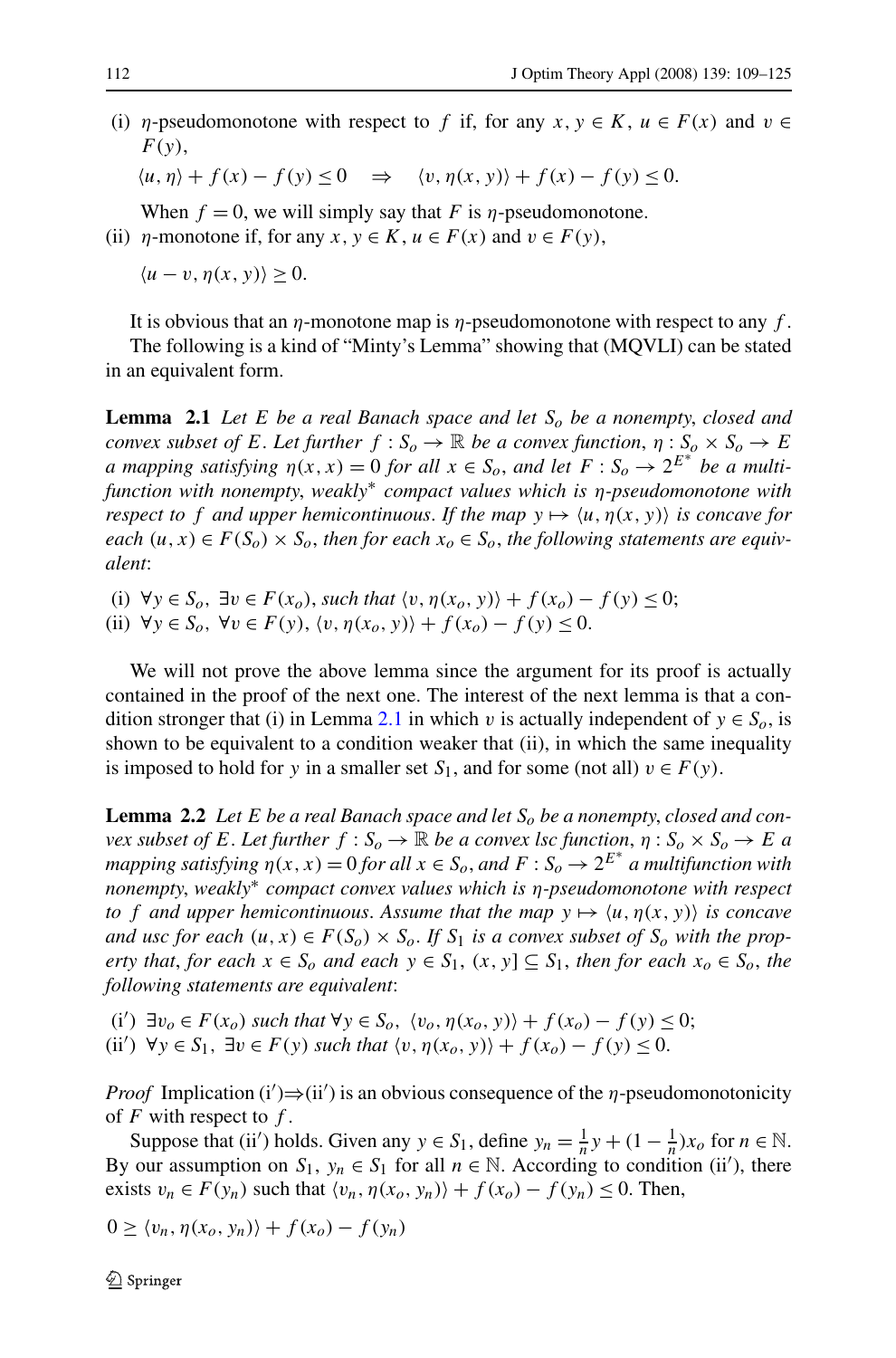(i) $\eta$-pseudomonotone with respect to $f$ if, for any $x, y \in K$, $u \in F(x)$ and $v \in F(y)$,

$$\langle u, \eta \rangle + f(x) - f(y) \le 0 \quad \Rightarrow \quad \langle v, \eta(x, y) \rangle + f(x) - f(y) \le 0.$$

When $f = 0$, we will simply say that $F$ is $\eta$-pseudomonotone.

(ii) $\eta$-monotone if, for any $x, y \in K$, $u \in F(x)$ and $v \in F(y)$,

$$\langle u - v, \eta(x, y) \rangle \ge 0.$$

It is obvious that an $\eta$-monotone map is $\eta$-pseudomonotone with respect to any $f$.

The following is a kind of "Minty's Lemma" showing that (MQVLI) can be stated in an equivalent form.

**Lemma 2.1** *Let $E$ be a real Banach space and let $S_o$ be a nonempty, closed and convex subset of $E$. Let further $f : S_o \to \mathbb{R}$ be a convex function, $\eta : S_o \times S_o \to E$ a mapping satisfying $\eta(x, x) = 0$ for all $x \in S_o$, and let $F : S_o \to 2^{E^*}$ be a multifunction with nonempty, weakly$^*$ compact values which is $\eta$-pseudomonotone with respect to $f$ and upper hemicontinuous. If the map $y \mapsto \langle u, \eta(x, y) \rangle$ is concave for each $(u, x) \in F(S_o) \times S_o$, then for each $x_o \in S_o$, the following statements are equivalent*:

(i) $\forall y \in S_o,\ \exists v \in F(x_o)$, *such that* $\langle v, \eta(x_o, y) \rangle + f(x_o) - f(y) \le 0$;
(ii) $\forall y \in S_o,\ \forall v \in F(y)$, $\langle v, \eta(x_o, y) \rangle + f(x_o) - f(y) \le 0$.

We will not prove the above lemma since the argument for its proof is actually contained in the proof of the next one. The interest of the next lemma is that a condition stronger that (i) in Lemma 2.1 in which $v$ is actually independent of $y \in S_o$, is shown to be equivalent to a condition weaker that (ii), in which the same inequality is imposed to hold for $y$ in a smaller set $S_1$, and for some (not all) $v \in F(y)$.

**Lemma 2.2** *Let $E$ be a real Banach space and let $S_o$ be a nonempty, closed and convex subset of $E$. Let further $f : S_o \to \mathbb{R}$ be a convex lsc function, $\eta : S_o \times S_o \to E$ a mapping satisfying $\eta(x, x) = 0$ for all $x \in S_o$, and $F : S_o \to 2^{E^*}$ a multifunction with nonempty, weakly$^*$ compact convex values which is $\eta$-pseudomonotone with respect to $f$ and upper hemicontinuous. Assume that the map $y \mapsto \langle u, \eta(x, y) \rangle$ is concave and usc for each $(u, x) \in F(S_o) \times S_o$. If $S_1$ is a convex subset of $S_o$ with the property that, for each $x \in S_o$ and each $y \in S_1$, $(x, y] \subseteq S_1$, then for each $x_o \in S_o$, the following statements are equivalent*:

(i$'$) $\exists v_o \in F(x_o)$ *such that* $\forall y \in S_o,\ \langle v_o, \eta(x_o, y) \rangle + f(x_o) - f(y) \le 0$;
(ii$'$) $\forall y \in S_1,\ \exists v \in F(y)$ *such that* $\langle v, \eta(x_o, y) \rangle + f(x_o) - f(y) \le 0$.

*Proof* Implication (i$'$)$\Rightarrow$(ii$'$) is an obvious consequence of the $\eta$-pseudomonotonicity of $F$ with respect to $f$.

Suppose that (ii$'$) holds. Given any $y \in S_1$, define $y_n = \frac{1}{n} y + (1 - \frac{1}{n}) x_o$ for $n \in \mathbb{N}$. By our assumption on $S_1$, $y_n \in S_1$ for all $n \in \mathbb{N}$. According to condition (ii$'$), there exists $v_n \in F(y_n)$ such that $\langle v_n, \eta(x_o, y_n) \rangle + f(x_o) - f(y_n) \le 0$. Then,

$$0 \ge \langle v_n, \eta(x_o, y_n) \rangle + f(x_o) - f(y_n)$$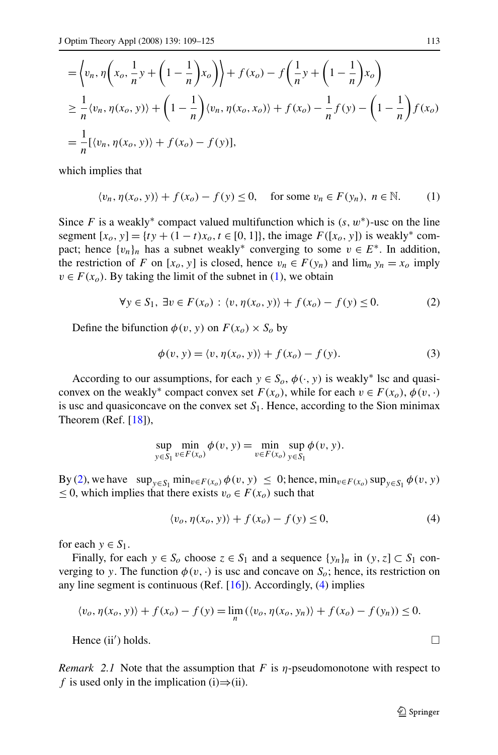$$= \left\langle v_n, \eta\left(x_o, \frac{1}{n}y + \left(1 - \frac{1}{n}\right)x_o\right)\right\rangle + f(x_o) - f\left(\frac{1}{n}y + \left(1 - \frac{1}{n}\right)x_o\right)$$

$$\geq \frac{1}{n}\langle v_n, \eta(x_o, y)\rangle + \left(1 - \frac{1}{n}\right)\langle v_n, \eta(x_o, x_o)\rangle + f(x_o) - \frac{1}{n}f(y) - \left(1 - \frac{1}{n}\right)f(x_o)$$

$$= \frac{1}{n}[\langle v_n, \eta(x_o, y)\rangle + f(x_o) - f(y)],$$

which implies that

$$\langle v_n, \eta(x_o, y)\rangle + f(x_o) - f(y) \leq 0, \quad \text{for some } v_n \in F(y_n),\ n \in \mathbb{N}. \tag{1}$$

Since $F$ is a weakly* compact valued multifunction which is $(s, w^*)$-usc on the line segment $[x_o, y] = \{ty + (1-t)x_o, t \in [0, 1]\}$, the image $F([x_o, y])$ is weakly* compact; hence $\{v_n\}_n$ has a subnet weakly* converging to some $v \in E^*$. In addition, the restriction of $F$ on $[x_o, y]$ is closed, hence $v_n \in F(y_n)$ and $\lim_n y_n = x_o$ imply $v \in F(x_o)$. By taking the limit of the subnet in (1), we obtain

$$\forall y \in S_1,\ \exists v \in F(x_o) : \langle v, \eta(x_o, y)\rangle + f(x_o) - f(y) \leq 0. \tag{2}$$

Define the bifunction $\phi(v, y)$ on $F(x_o) \times S_o$ by

$$\phi(v, y) = \langle v, \eta(x_o, y)\rangle + f(x_o) - f(y). \tag{3}$$

According to our assumptions, for each $y \in S_o$, $\phi(\cdot, y)$ is weakly* lsc and quasiconvex on the weakly* compact convex set $F(x_o)$, while for each $v \in F(x_o)$, $\phi(v, \cdot)$ is usc and quasiconcave on the convex set $S_1$. Hence, according to the Sion minimax Theorem (Ref. [18]),

$$\sup_{y \in S_1} \min_{v \in F(x_o)} \phi(v, y) = \min_{v \in F(x_o)} \sup_{y \in S_1} \phi(v, y).$$

By (2), we have $\sup_{y \in S_1} \min_{v \in F(x_o)} \phi(v, y) \leq 0$; hence, $\min_{v \in F(x_o)} \sup_{y \in S_1} \phi(v, y) \leq 0$, which implies that there exists $v_o \in F(x_o)$ such that

$$\langle v_o, \eta(x_o, y)\rangle + f(x_o) - f(y) \leq 0, \tag{4}$$

for each $y \in S_1$.

Finally, for each $y \in S_o$ choose $z \in S_1$ and a sequence $\{y_n\}_n$ in $(y, z] \subset S_1$ converging to $y$. The function $\phi(v, \cdot)$ is usc and concave on $S_o$; hence, its restriction on any line segment is continuous (Ref. [16]). Accordingly, (4) implies

$$\langle v_o, \eta(x_o, y)\rangle + f(x_o) - f(y) = \lim_n (\langle v_o, \eta(x_o, y_n)\rangle + f(x_o) - f(y_n)) \leq 0.$$

Hence (ii′) holds. □

*Remark 2.1* Note that the assumption that $F$ is $\eta$-pseudomonotone with respect to $f$ is used only in the implication (i)⇒(ii).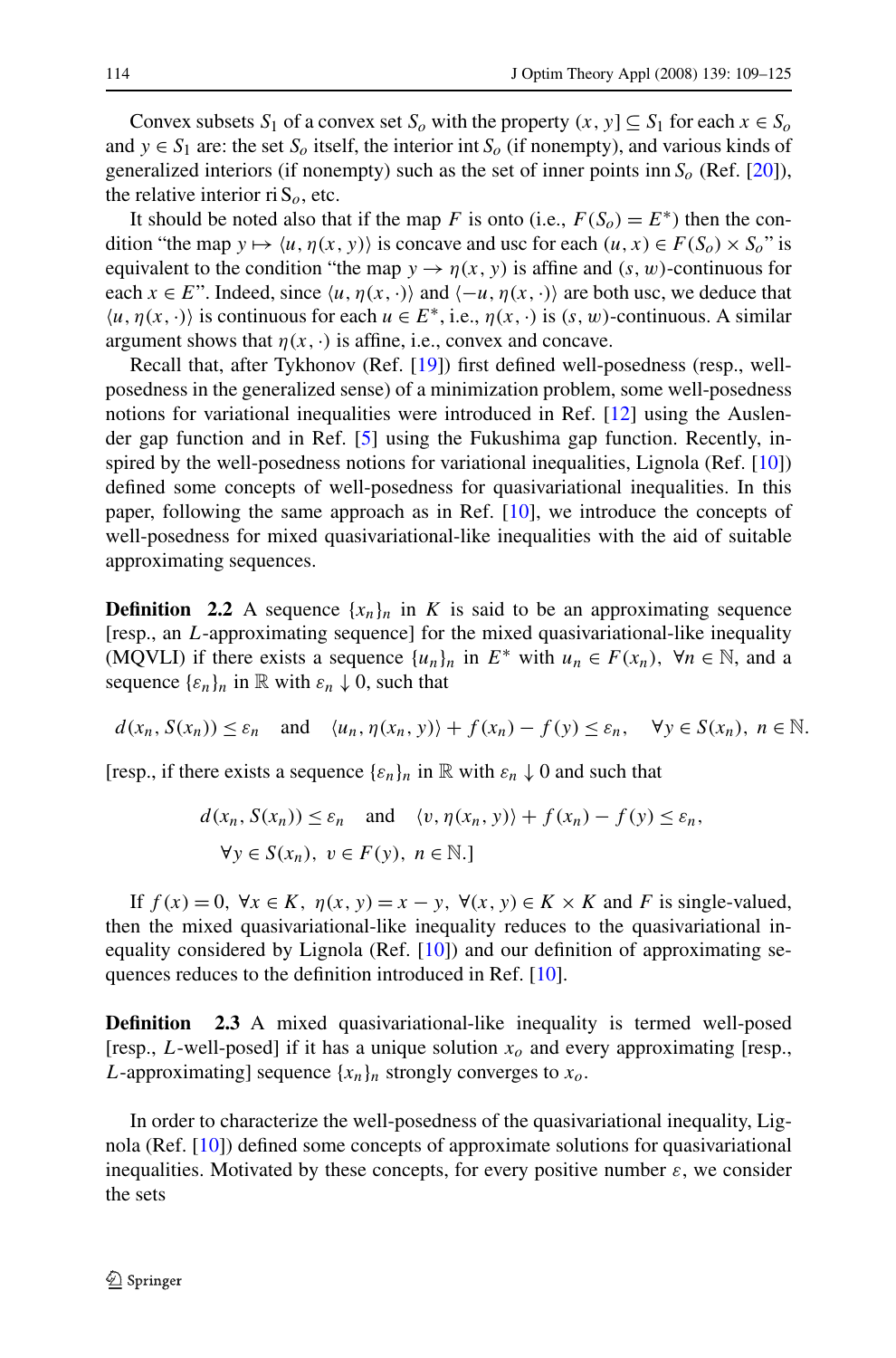Convex subsets $S_1$ of a convex set $S_o$ with the property $(x, y] \subseteq S_1$ for each $x \in S_o$ and $y \in S_1$ are: the set $S_o$ itself, the interior $\operatorname{int} S_o$ (if nonempty), and various kinds of generalized interiors (if nonempty) such as the set of inner points $\operatorname{inn} S_o$ (Ref. [20]), the relative interior $\operatorname{ri} S_o$, etc.

It should be noted also that if the map $F$ is onto (i.e., $F(S_o) = E^*$) then the condition "the map $y \mapsto \langle u, \eta(x, y)\rangle$ is concave and usc for each $(u, x) \in F(S_o) \times S_o$" is equivalent to the condition "the map $y \to \eta(x, y)$ is affine and $(s, w)$-continuous for each $x \in E$". Indeed, since $\langle u, \eta(x, \cdot)\rangle$ and $\langle -u, \eta(x, \cdot)\rangle$ are both usc, we deduce that $\langle u, \eta(x, \cdot)\rangle$ is continuous for each $u \in E^*$, i.e., $\eta(x, \cdot)$ is $(s, w)$-continuous. A similar argument shows that $\eta(x, \cdot)$ is affine, i.e., convex and concave.

Recall that, after Tykhonov (Ref. [19]) first defined well-posedness (resp., well-posedness in the generalized sense) of a minimization problem, some well-posedness notions for variational inequalities were introduced in Ref. [12] using the Auslender gap function and in Ref. [5] using the Fukushima gap function. Recently, inspired by the well-posedness notions for variational inequalities, Lignola (Ref. [10]) defined some concepts of well-posedness for quasivariational inequalities. In this paper, following the same approach as in Ref. [10], we introduce the concepts of well-posedness for mixed quasivariational-like inequalities with the aid of suitable approximating sequences.

**Definition 2.2** A sequence $\{x_n\}_n$ in $K$ is said to be an approximating sequence [resp., an $L$-approximating sequence] for the mixed quasivariational-like inequality (MQVLI) if there exists a sequence $\{u_n\}_n$ in $E^*$ with $u_n \in F(x_n)$, $\forall n \in \mathbb{N}$, and a sequence $\{\varepsilon_n\}_n$ in $\mathbb{R}$ with $\varepsilon_n \downarrow 0$, such that

$$d(x_n, S(x_n)) \le \varepsilon_n \quad \text{and} \quad \langle u_n, \eta(x_n, y)\rangle + f(x_n) - f(y) \le \varepsilon_n, \quad \forall y \in S(x_n),\ n \in \mathbb{N}.$$

[resp., if there exists a sequence $\{\varepsilon_n\}_n$ in $\mathbb{R}$ with $\varepsilon_n \downarrow 0$ and such that

$$d(x_n, S(x_n)) \le \varepsilon_n \quad \text{and} \quad \langle v, \eta(x_n, y)\rangle + f(x_n) - f(y) \le \varepsilon_n,$$
$$\forall y \in S(x_n),\ v \in F(y),\ n \in \mathbb{N}.]$$

If $f(x) = 0$, $\forall x \in K$, $\eta(x, y) = x - y$, $\forall (x, y) \in K \times K$ and $F$ is single-valued, then the mixed quasivariational-like inequality reduces to the quasivariational inequality considered by Lignola (Ref. [10]) and our definition of approximating sequences reduces to the definition introduced in Ref. [10].

**Definition 2.3** A mixed quasivariational-like inequality is termed well-posed [resp., $L$-well-posed] if it has a unique solution $x_o$ and every approximating [resp., $L$-approximating] sequence $\{x_n\}_n$ strongly converges to $x_o$.

In order to characterize the well-posedness of the quasivariational inequality, Lignola (Ref. [10]) defined some concepts of approximate solutions for quasivariational inequalities. Motivated by these concepts, for every positive number $\varepsilon$, we consider the sets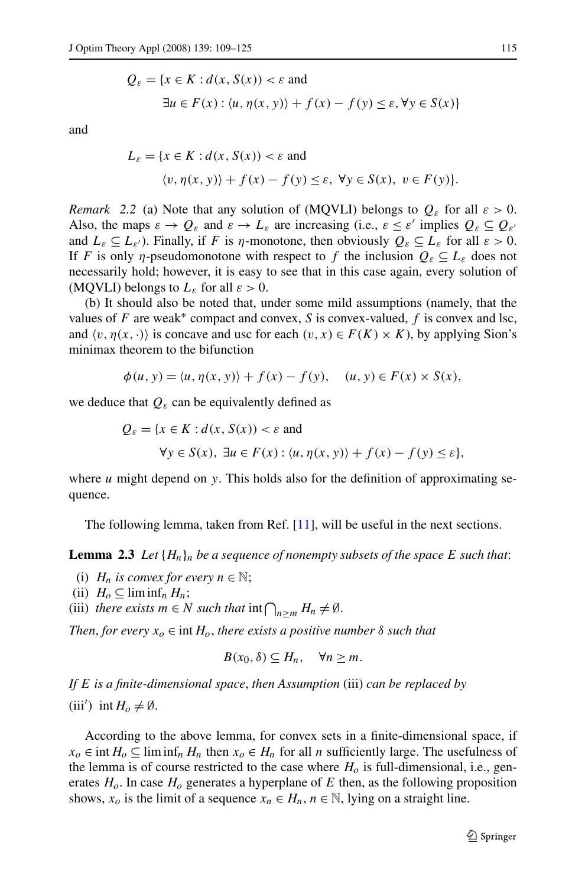$$Q_\varepsilon = \{x \in K : d(x, S(x)) < \varepsilon \text{ and}$$
$$\exists u \in F(x) : \langle u, \eta(x, y)\rangle + f(x) - f(y) \leq \varepsilon, \forall y \in S(x)\}$$

and

$$L_\varepsilon = \{x \in K : d(x, S(x)) < \varepsilon \text{ and}$$
$$\langle v, \eta(x, y)\rangle + f(x) - f(y) \leq \varepsilon,\ \forall y \in S(x),\ v \in F(y)\}.$$

*Remark 2.2* (a) Note that any solution of (MQVLI) belongs to $Q_\varepsilon$ for all $\varepsilon > 0$. Also, the maps $\varepsilon \to Q_\varepsilon$ and $\varepsilon \to L_\varepsilon$ are increasing (i.e., $\varepsilon \leq \varepsilon'$ implies $Q_\varepsilon \subseteq Q_{\varepsilon'}$ and $L_\varepsilon \subseteq L_{\varepsilon'}$). Finally, if $F$ is $\eta$-monotone, then obviously $Q_\varepsilon \subseteq L_\varepsilon$ for all $\varepsilon > 0$. If $F$ is only $\eta$-pseudomonotone with respect to $f$ the inclusion $Q_\varepsilon \subseteq L_\varepsilon$ does not necessarily hold; however, it is easy to see that in this case again, every solution of (MQVLI) belongs to $L_\varepsilon$ for all $\varepsilon > 0$.

(b) It should also be noted that, under some mild assumptions (namely, that the values of $F$ are weak$^*$ compact and convex, $S$ is convex-valued, $f$ is convex and lsc, and $\langle v, \eta(x, \cdot)\rangle$ is concave and usc for each $(v, x) \in F(K) \times K$), by applying Sion's minimax theorem to the bifunction

$$\phi(u, y) = \langle u, \eta(x, y)\rangle + f(x) - f(y), \quad (u, y) \in F(x) \times S(x),$$

we deduce that $Q_\varepsilon$ can be equivalently defined as

$$Q_\varepsilon = \{x \in K : d(x, S(x)) < \varepsilon \text{ and}$$
$$\forall y \in S(x),\ \exists u \in F(x) : \langle u, \eta(x, y)\rangle + f(x) - f(y) \leq \varepsilon\},$$

where $u$ might depend on $y$. This holds also for the definition of approximating sequence.

The following lemma, taken from Ref. [11], will be useful in the next sections.

**Lemma 2.3** *Let $\{H_n\}_n$ be a sequence of nonempty subsets of the space $E$ such that*:

(i) *$H_n$ is convex for every $n \in \mathbb{N}$;*
(ii) *$H_o \subseteq \liminf_n H_n$;*
(iii) *there exists $m \in N$ such that* $\operatorname{int} \bigcap_{n \geq m} H_n \neq \emptyset$.

*Then, for every $x_o \in \operatorname{int} H_o$, there exists a positive number $\delta$ such that*

$$B(x_0, \delta) \subseteq H_n, \quad \forall n \geq m.$$

*If $E$ is a finite-dimensional space, then Assumption* (iii) *can be replaced by*

(iii′) $\operatorname{int} H_o \neq \emptyset$.

According to the above lemma, for convex sets in a finite-dimensional space, if $x_o \in \operatorname{int} H_o \subseteq \liminf_n H_n$ then $x_o \in H_n$ for all $n$ sufficiently large. The usefulness of the lemma is of course restricted to the case where $H_o$ is full-dimensional, i.e., generates $H_o$. In case $H_o$ generates a hyperplane of $E$ then, as the following proposition shows, $x_o$ is the limit of a sequence $x_n \in H_n$, $n \in \mathbb{N}$, lying on a straight line.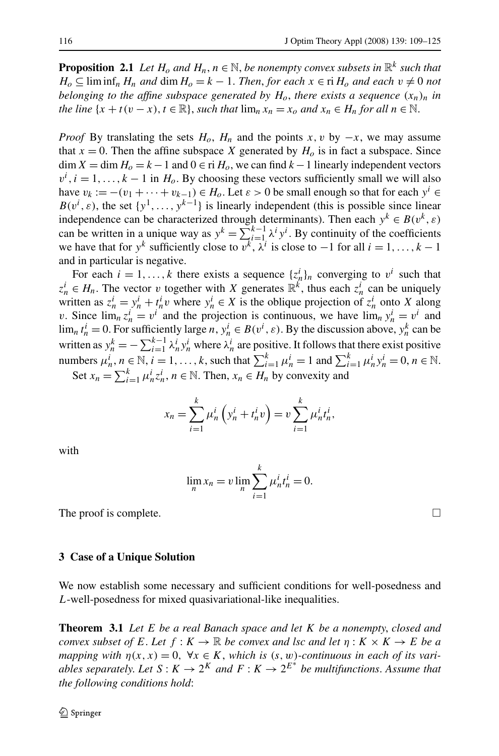**Proposition 2.1** *Let $H_o$ and $H_n$, $n \in \mathbb{N}$, be nonempty convex subsets in $\mathbb{R}^k$ such that $H_o \subseteq \liminf_n H_n$ and $\dim H_o = k-1$. Then, for each $x \in \operatorname{ri} H_o$ and each $v \neq 0$ not belonging to the affine subspace generated by $H_o$, there exists a sequence $(x_n)_n$ in the line $\{x + t(v-x), t \in \mathbb{R}\}$, such that $\lim_n x_n = x_o$ and $x_n \in H_n$ for all $n \in \mathbb{N}$.*

*Proof* By translating the sets $H_o$, $H_n$ and the points $x, v$ by $-x$, we may assume that $x = 0$. Then the affine subspace $X$ generated by $H_o$ is in fact a subspace. Since $\dim X = \dim H_o = k-1$ and $0 \in \operatorname{ri} H_o$, we can find $k-1$ linearly independent vectors $v^i, i = 1, \ldots, k-1$ in $H_o$. By choosing these vectors sufficiently small we will also have $v_k := -(v_1 + \cdots + v_{k-1}) \in H_o$. Let $\varepsilon > 0$ be small enough so that for each $y^i \in B(v^i, \varepsilon)$, the set $\{y^1, \ldots, y^{k-1}\}$ is linearly independent (this is possible since linear independence can be characterized through determinants). Then each $y^k \in B(v^k, \varepsilon)$ can be written in a unique way as $y^k = \sum_{i=1}^{k-1} \lambda^i y^i$. By continuity of the coefficients we have that for $y^k$ sufficiently close to $v^k$, $\lambda^i$ is close to $-1$ for all $i = 1, \ldots, k-1$ and in particular is negative.

For each $i = 1, \ldots, k$ there exists a sequence $\{z_n^i\}_n$ converging to $v^i$ such that $z_n^i \in H_n$. The vector $v$ together with $X$ generates $\mathbb{R}^k$, thus each $z_n^i$ can be uniquely written as $z_n^i = y_n^i + t_n^i v$ where $y_n^i \in X$ is the oblique projection of $z_n^i$ onto $X$ along $v$. Since $\lim_n z_n^i = v^i$ and the projection is continuous, we have $\lim_n y_n^i = v^i$ and $\lim_n t_n^i = 0$. For sufficiently large $n$, $y_n^i \in B(v^i, \varepsilon)$. By the discussion above, $y_n^k$ can be written as $y_n^k = -\sum_{i=1}^{k-1} \lambda_n^i y_n^i$ where $\lambda_n^i$ are positive. It follows that there exist positive numbers $\mu_n^i$, $n \in \mathbb{N}$, $i = 1, \ldots, k$, such that $\sum_{i=1}^k \mu_n^i = 1$ and $\sum_{i=1}^k \mu_n^i y_n^i = 0$, $n \in \mathbb{N}$.

Set $x_n = \sum_{i=1}^k \mu_n^i z_n^i$, $n \in \mathbb{N}$. Then, $x_n \in H_n$ by convexity and

$$x_n = \sum_{i=1}^k \mu_n^i \left( y_n^i + t_n^i v \right) = v \sum_{i=1}^k \mu_n^i t_n^i,$$

with

$$\lim_n x_n = v \lim_n \sum_{i=1}^k \mu_n^i t_n^i = 0.$$

The proof is complete. □

## 3 Case of a Unique Solution

We now establish some necessary and sufficient conditions for well-posedness and $L$-well-posedness for mixed quasivariational-like inequalities.

**Theorem 3.1** *Let $E$ be a real Banach space and let $K$ be a nonempty, closed and convex subset of $E$. Let $f : K \to \mathbb{R}$ be convex and lsc and let $\eta : K \times K \to E$ be a mapping with $\eta(x, x) = 0$, $\forall x \in K$, which is $(s, w)$-continuous in each of its variables separately. Let $S : K \to 2^K$ and $F : K \to 2^{E^*}$ be multifunctions. Assume that the following conditions hold*: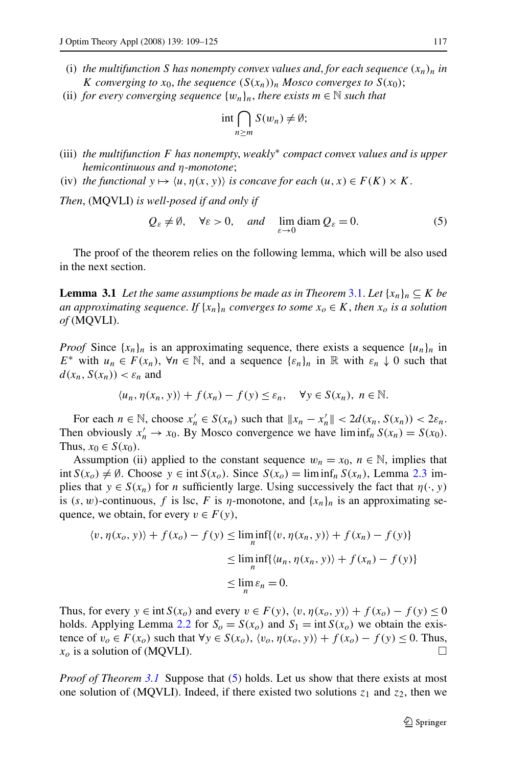(i) *the multifunction* $S$ *has nonempty convex values and, for each sequence* $(x_n)_n$ *in* $K$ *converging to* $x_0$, *the sequence* $(S(x_n))_n$ *Mosco converges to* $S(x_0)$;

(ii) *for every converging sequence* $\{w_n\}_n$, *there exists* $m \in \mathbb{N}$ *such that*

$$\operatorname{int} \bigcap_{n \geq m} S(w_n) \neq \emptyset;$$

(iii) *the multifunction* $F$ *has nonempty, weakly\* compact convex values and is upper hemicontinuous and* $\eta$*-monotone*;

(iv) *the functional* $y \mapsto \langle u, \eta(x, y)\rangle$ *is concave for each* $(u, x) \in F(K) \times K$.

*Then*, (MQVLI) *is well-posed if and only if*

$$Q_\varepsilon \neq \emptyset, \quad \forall \varepsilon > 0, \quad \text{and} \quad \lim_{\varepsilon \to 0} \operatorname{diam} Q_\varepsilon = 0. \tag{5}$$

The proof of the theorem relies on the following lemma, which will be also used in the next section.

**Lemma 3.1** *Let the same assumptions be made as in Theorem 3.1. Let* $\{x_n\}_n \subseteq K$ *be an approximating sequence. If* $\{x_n\}_n$ *converges to some* $x_o \in K$, *then* $x_o$ *is a solution of* (MQVLI).

*Proof* Since $\{x_n\}_n$ is an approximating sequence, there exists a sequence $\{u_n\}_n$ in $E^*$ with $u_n \in F(x_n)$, $\forall n \in \mathbb{N}$, and a sequence $\{\varepsilon_n\}_n$ in $\mathbb{R}$ with $\varepsilon_n \downarrow 0$ such that $d(x_n, S(x_n)) < \varepsilon_n$ and

$$\langle u_n, \eta(x_n, y)\rangle + f(x_n) - f(y) \leq \varepsilon_n, \quad \forall y \in S(x_n),\ n \in \mathbb{N}.$$

For each $n \in \mathbb{N}$, choose $x_n' \in S(x_n)$ such that $\|x_n - x_n'\| < 2d(x_n, S(x_n)) < 2\varepsilon_n$. Then obviously $x_n' \to x_0$. By Mosco convergence we have $\liminf_n S(x_n) = S(x_0)$. Thus, $x_0 \in S(x_0)$.

Assumption (ii) applied to the constant sequence $w_n = x_0$, $n \in \mathbb{N}$, implies that $\operatorname{int} S(x_o) \neq \emptyset$. Choose $y \in \operatorname{int} S(x_o)$. Since $S(x_o) = \liminf_n S(x_n)$, Lemma 2.3 implies that $y \in S(x_n)$ for $n$ sufficiently large. Using successively the fact that $\eta(\cdot, y)$ is $(s, w)$-continuous, $f$ is lsc, $F$ is $\eta$-monotone, and $\{x_n\}_n$ is an approximating sequence, we obtain, for every $v \in F(y)$,

$$\begin{aligned}
\langle v, \eta(x_o, y)\rangle + f(x_o) - f(y) &\leq \liminf_n \{\langle v, \eta(x_n, y)\rangle + f(x_n) - f(y)\} \\
&\leq \liminf_n \{\langle u_n, \eta(x_n, y)\rangle + f(x_n) - f(y)\} \\
&\leq \lim_n \varepsilon_n = 0.
\end{aligned}$$

Thus, for every $y \in \operatorname{int} S(x_o)$ and every $v \in F(y)$, $\langle v, \eta(x_o, y)\rangle + f(x_o) - f(y) \leq 0$ holds. Applying Lemma 2.2 for $S_o = S(x_o)$ and $S_1 = \operatorname{int} S(x_o)$ we obtain the existence of $v_o \in F(x_o)$ such that $\forall y \in S(x_o)$, $\langle v_o, \eta(x_o, y)\rangle + f(x_o) - f(y) \leq 0$. Thus, $x_o$ is a solution of (MQVLI). $\square$

*Proof of Theorem 3.1* Suppose that (5) holds. Let us show that there exists at most one solution of (MQVLI). Indeed, if there existed two solutions $z_1$ and $z_2$, then we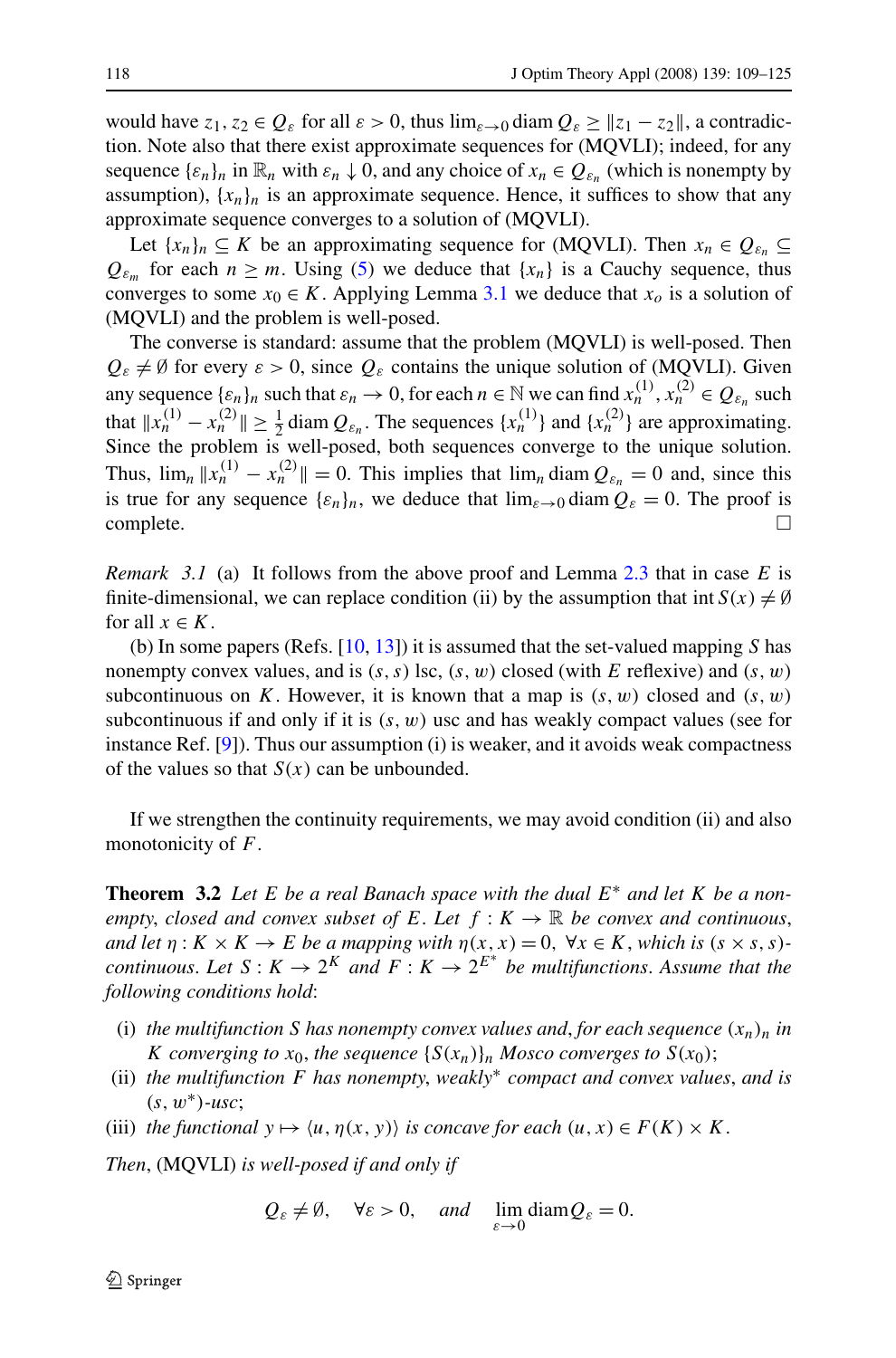would have $z_1, z_2 \in Q_\varepsilon$ for all $\varepsilon > 0$, thus $\lim_{\varepsilon \to 0} \operatorname{diam} Q_\varepsilon \geq \|z_1 - z_2\|$, a contradiction. Note also that there exist approximate sequences for (MQVLI); indeed, for any sequence $\{\varepsilon_n\}_n$ in $\mathbb{R}_n$ with $\varepsilon_n \downarrow 0$, and any choice of $x_n \in Q_{\varepsilon_n}$ (which is nonempty by assumption), $\{x_n\}_n$ is an approximate sequence. Hence, it suffices to show that any approximate sequence converges to a solution of (MQVLI).

Let $\{x_n\}_n \subseteq K$ be an approximating sequence for (MQVLI). Then $x_n \in Q_{\varepsilon_n} \subseteq Q_{\varepsilon_m}$ for each $n \geq m$. Using (5) we deduce that $\{x_n\}$ is a Cauchy sequence, thus converges to some $x_0 \in K$. Applying Lemma 3.1 we deduce that $x_o$ is a solution of (MQVLI) and the problem is well-posed.

The converse is standard: assume that the problem (MQVLI) is well-posed. Then $Q_\varepsilon \neq \emptyset$ for every $\varepsilon > 0$, since $Q_\varepsilon$ contains the unique solution of (MQVLI). Given any sequence $\{\varepsilon_n\}_n$ such that $\varepsilon_n \to 0$, for each $n \in \mathbb{N}$ we can find $x_n^{(1)}, x_n^{(2)} \in Q_{\varepsilon_n}$ such that $\|x_n^{(1)} - x_n^{(2)}\| \geq \frac{1}{2} \operatorname{diam} Q_{\varepsilon_n}$. The sequences $\{x_n^{(1)}\}$ and $\{x_n^{(2)}\}$ are approximating. Since the problem is well-posed, both sequences converge to the unique solution. Thus, $\lim_n \|x_n^{(1)} - x_n^{(2)}\| = 0$. This implies that $\lim_n \operatorname{diam} Q_{\varepsilon_n} = 0$ and, since this is true for any sequence $\{\varepsilon_n\}_n$, we deduce that $\lim_{\varepsilon \to 0} \operatorname{diam} Q_\varepsilon = 0$. The proof is complete. □

*Remark 3.1* (a) It follows from the above proof and Lemma 2.3 that in case $E$ is finite-dimensional, we can replace condition (ii) by the assumption that $\operatorname{int} S(x) \neq \emptyset$ for all $x \in K$.

(b) In some papers (Refs. [10, 13]) it is assumed that the set-valued mapping $S$ has nonempty convex values, and is $(s, s)$ lsc, $(s, w)$ closed (with $E$ reflexive) and $(s, w)$ subcontinuous on $K$. However, it is known that a map is $(s, w)$ closed and $(s, w)$ subcontinuous if and only if it is $(s, w)$ usc and has weakly compact values (see for instance Ref. [9]). Thus our assumption (i) is weaker, and it avoids weak compactness of the values so that $S(x)$ can be unbounded.

If we strengthen the continuity requirements, we may avoid condition (ii) and also monotonicity of $F$.

**Theorem 3.2** *Let $E$ be a real Banach space with the dual $E^*$ and let $K$ be a nonempty, closed and convex subset of $E$. Let $f : K \to \mathbb{R}$ be convex and continuous, and let $\eta : K \times K \to E$ be a mapping with $\eta(x, x) = 0$, $\forall x \in K$, which is $(s \times s, s)$-continuous. Let $S : K \to 2^K$ and $F : K \to 2^{E^*}$ be multifunctions. Assume that the following conditions hold*:

- (i) *the multifunction $S$ has nonempty convex values and, for each sequence $(x_n)_n$ in $K$ converging to $x_0$, the sequence $\{S(x_n)\}_n$ Mosco converges to $S(x_0)$;*
- (ii) *the multifunction $F$ has nonempty, weakly\* compact and convex values, and is $(s, w^*)$-usc;*
- (iii) *the functional $y \mapsto \langle u, \eta(x, y)\rangle$ is concave for each $(u, x) \in F(K) \times K$.*

*Then*, (MQVLI) *is well-posed if and only if*

$$Q_\varepsilon \neq \emptyset, \quad \forall \varepsilon > 0, \quad \textit{and} \quad \lim_{\varepsilon \to 0} \operatorname{diam} Q_\varepsilon = 0.$$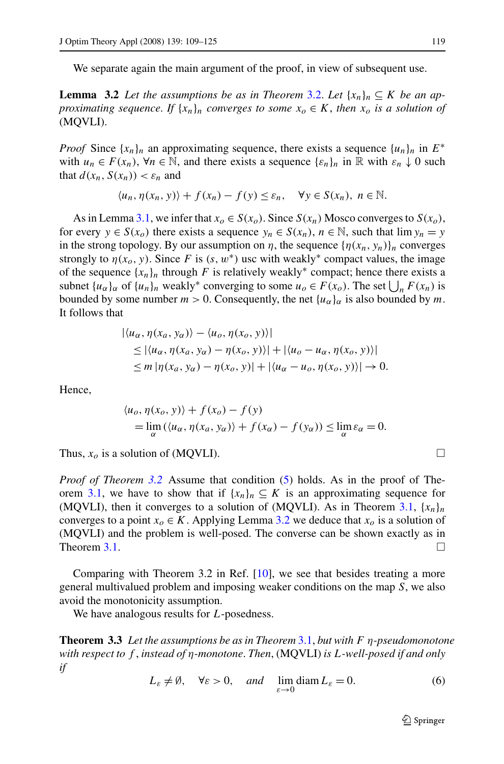We separate again the main argument of the proof, in view of subsequent use.

**Lemma 3.2** *Let the assumptions be as in Theorem 3.2. Let $\{x_n\}_n \subseteq K$ be an approximating sequence. If $\{x_n\}_n$ converges to some $x_o \in K$, then $x_o$ is a solution of* (MQVLI).

*Proof* Since $\{x_n\}_n$ an approximating sequence, there exists a sequence $\{u_n\}_n$ in $E^*$ with $u_n \in F(x_n)$, $\forall n \in \mathbb{N}$, and there exists a sequence $\{\varepsilon_n\}_n$ in $\mathbb{R}$ with $\varepsilon_n \downarrow 0$ such that $d(x_n, S(x_n)) < \varepsilon_n$ and

$$\langle u_n, \eta(x_n, y)\rangle + f(x_n) - f(y) \leq \varepsilon_n, \quad \forall y \in S(x_n),\ n \in \mathbb{N}.$$

As in Lemma 3.1, we infer that $x_o \in S(x_o)$. Since $S(x_n)$ Mosco converges to $S(x_o)$, for every $y \in S(x_o)$ there exists a sequence $y_n \in S(x_n)$, $n \in \mathbb{N}$, such that $\lim y_n = y$ in the strong topology. By our assumption on $\eta$, the sequence $\{\eta(x_n, y_n)\}_n$ converges strongly to $\eta(x_o, y)$. Since $F$ is $(s, w^*)$ usc with weakly$^*$ compact values, the image of the sequence $\{x_n\}_n$ through $F$ is relatively weakly$^*$ compact; hence there exists a subnet $\{u_\alpha\}_\alpha$ of $\{u_n\}_n$ weakly$^*$ converging to some $u_o \in F(x_o)$. The set $\bigcup_n F(x_n)$ is bounded by some number $m > 0$. Consequently, the net $\{u_\alpha\}_\alpha$ is also bounded by $m$. It follows that

$$\begin{aligned}
&|\langle u_\alpha, \eta(x_a, y_\alpha)\rangle - \langle u_o, \eta(x_o, y)\rangle| \\
&\quad \leq |\langle u_\alpha, \eta(x_a, y_\alpha) - \eta(x_o, y)\rangle| + |\langle u_o - u_\alpha, \eta(x_o, y)\rangle| \\
&\quad \leq m\,|\eta(x_a, y_\alpha) - \eta(x_o, y)| + |\langle u_\alpha - u_o, \eta(x_o, y)\rangle| \to 0.
\end{aligned}$$

Hence,

$$\begin{aligned}
&\langle u_o, \eta(x_o, y)\rangle + f(x_o) - f(y) \\
&\quad = \lim_\alpha\left(\langle u_\alpha, \eta(x_a, y_\alpha)\rangle + f(x_\alpha) - f(y_\alpha)\right) \leq \lim_\alpha \varepsilon_\alpha = 0.
\end{aligned}$$

Thus, $x_o$ is a solution of (MQVLI). □

*Proof of Theorem 3.2* Assume that condition (5) holds. As in the proof of Theorem 3.1, we have to show that if $\{x_n\}_n \subseteq K$ is an approximating sequence for (MQVLI), then it converges to a solution of (MQVLI). As in Theorem 3.1, $\{x_n\}_n$ converges to a point $x_o \in K$. Applying Lemma 3.2 we deduce that $x_o$ is a solution of (MQVLI) and the problem is well-posed. The converse can be shown exactly as in Theorem 3.1. □

Comparing with Theorem 3.2 in Ref. [10], we see that besides treating a more general multivalued problem and imposing weaker conditions on the map $S$, we also avoid the monotonicity assumption.

We have analogous results for $L$-posedness.

**Theorem 3.3** *Let the assumptions be as in Theorem 3.1, but with $F$ $\eta$-pseudomonotone with respect to $f$, instead of $\eta$-monotone. Then,* (MQVLI) *is $L$-well-posed if and only if*

$$L_\varepsilon \neq \emptyset, \quad \forall \varepsilon > 0, \quad \textit{and} \quad \lim_{\varepsilon \to 0} \operatorname{diam} L_\varepsilon = 0. \tag{6}$$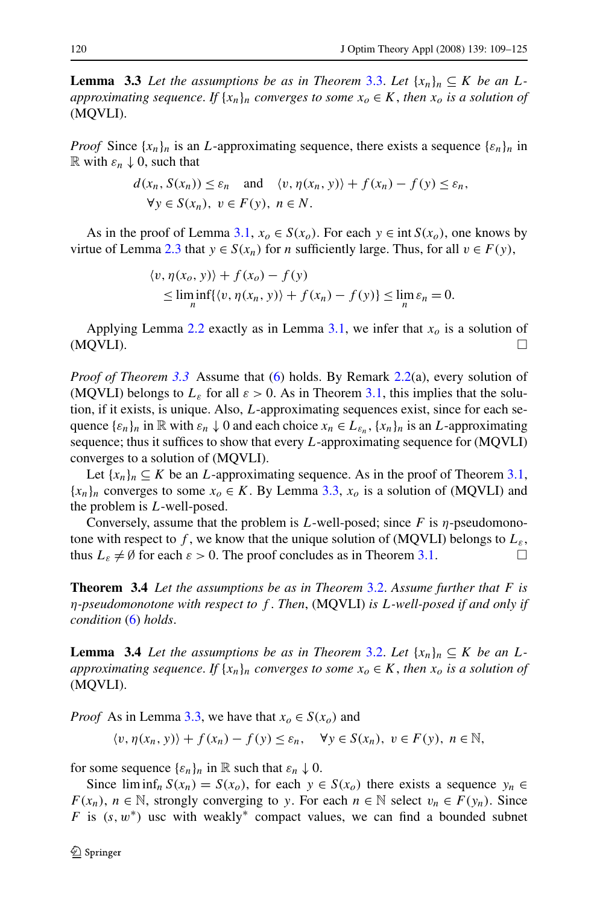**Lemma 3.3** *Let the assumptions be as in Theorem 3.3. Let $\{x_n\}_n \subseteq K$ be an $L$-approximating sequence. If $\{x_n\}_n$ converges to some $x_o \in K$, then $x_o$ is a solution of* (MQVLI).

*Proof* Since $\{x_n\}_n$ is an $L$-approximating sequence, there exists a sequence $\{\varepsilon_n\}_n$ in $\mathbb{R}$ with $\varepsilon_n \downarrow 0$, such that

$$
\begin{aligned}
&d(x_n, S(x_n)) \le \varepsilon_n \quad \text{and} \quad \langle v, \eta(x_n, y)\rangle + f(x_n) - f(y) \le \varepsilon_n, \\
&\forall y \in S(x_n),\ v \in F(y),\ n \in N.
\end{aligned}
$$

As in the proof of Lemma 3.1, $x_o \in S(x_o)$. For each $y \in \operatorname{int} S(x_o)$, one knows by virtue of Lemma 2.3 that $y \in S(x_n)$ for $n$ sufficiently large. Thus, for all $v \in F(y)$,

$$
\begin{aligned}
&\langle v, \eta(x_o, y)\rangle + f(x_o) - f(y) \\
&\quad \le \liminf_n \{\langle v, \eta(x_n, y)\rangle + f(x_n) - f(y)\} \le \lim_n \varepsilon_n = 0.
\end{aligned}
$$

Applying Lemma 2.2 exactly as in Lemma 3.1, we infer that $x_o$ is a solution of (MQVLI). □

*Proof of Theorem 3.3* Assume that (6) holds. By Remark 2.2(a), every solution of (MQVLI) belongs to $L_\varepsilon$ for all $\varepsilon > 0$. As in Theorem 3.1, this implies that the solution, if it exists, is unique. Also, $L$-approximating sequences exist, since for each sequence $\{\varepsilon_n\}_n$ in $\mathbb{R}$ with $\varepsilon_n \downarrow 0$ and each choice $x_n \in L_{\varepsilon_n}$, $\{x_n\}_n$ is an $L$-approximating sequence; thus it suffices to show that every $L$-approximating sequence for (MQVLI) converges to a solution of (MQVLI).

Let $\{x_n\}_n \subseteq K$ be an $L$-approximating sequence. As in the proof of Theorem 3.1, $\{x_n\}_n$ converges to some $x_o \in K$. By Lemma 3.3, $x_o$ is a solution of (MQVLI) and the problem is $L$-well-posed.

Conversely, assume that the problem is $L$-well-posed; since $F$ is $\eta$-pseudomonotone with respect to $f$, we know that the unique solution of (MQVLI) belongs to $L_\varepsilon$, thus $L_\varepsilon \neq \emptyset$ for each $\varepsilon > 0$. The proof concludes as in Theorem 3.1. □

**Theorem 3.4** *Let the assumptions be as in Theorem 3.2. Assume further that $F$ is $\eta$-pseudomonotone with respect to $f$. Then*, (MQVLI) *is $L$-well-posed if and only if condition* (6) *holds*.

**Lemma 3.4** *Let the assumptions be as in Theorem 3.2. Let $\{x_n\}_n \subseteq K$ be an $L$-approximating sequence. If $\{x_n\}_n$ converges to some $x_o \in K$, then $x_o$ is a solution of* (MQVLI).

*Proof* As in Lemma 3.3, we have that $x_o \in S(x_o)$ and

$$
\langle v, \eta(x_n, y)\rangle + f(x_n) - f(y) \le \varepsilon_n, \quad \forall y \in S(x_n),\ v \in F(y),\ n \in \mathbb{N},
$$

for some sequence $\{\varepsilon_n\}_n$ in $\mathbb{R}$ such that $\varepsilon_n \downarrow 0$.

Since $\liminf_n S(x_n) = S(x_o)$, for each $y \in S(x_o)$ there exists a sequence $y_n \in F(x_n)$, $n \in \mathbb{N}$, strongly converging to $y$. For each $n \in \mathbb{N}$ select $v_n \in F(y_n)$. Since $F$ is $(s, w^*)$ usc with weakly* compact values, we can find a bounded subnet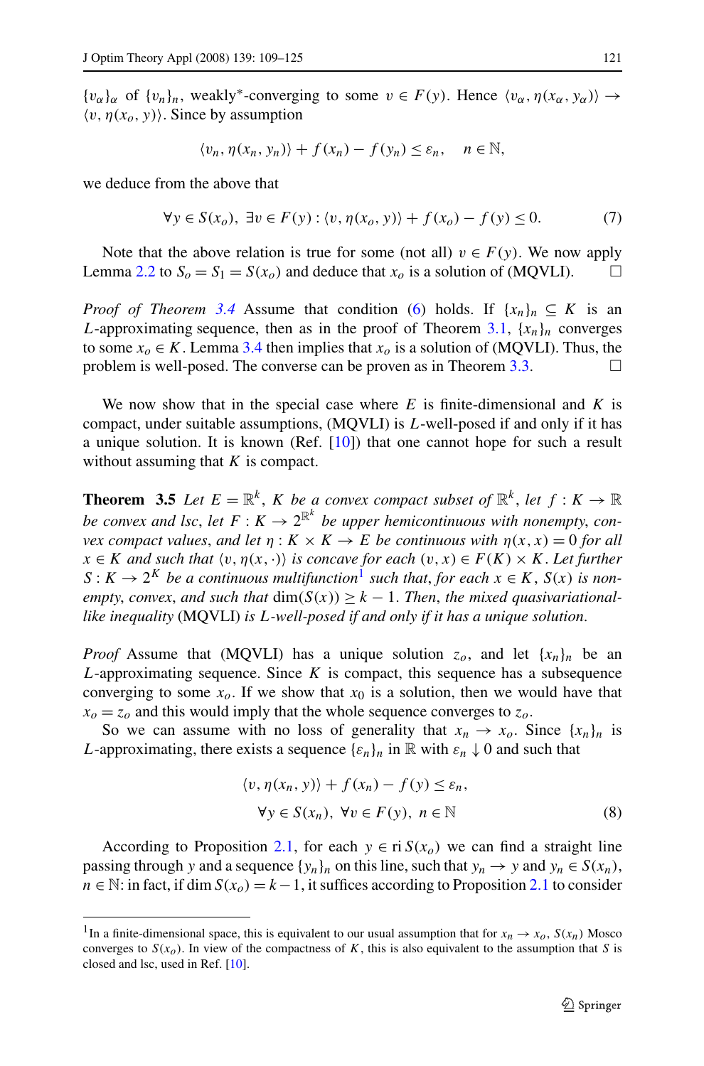$\{v_\alpha\}_\alpha$ of $\{v_n\}_n$, weakly*-converging to some $v \in F(y)$. Hence $\langle v_\alpha, \eta(x_\alpha, y_\alpha)\rangle \to \langle v, \eta(x_o, y)\rangle$. Since by assumption

$$\langle v_n, \eta(x_n, y_n)\rangle + f(x_n) - f(y_n) \le \varepsilon_n, \quad n \in \mathbb{N},$$

we deduce from the above that

$$\forall y \in S(x_o),\ \exists v \in F(y) : \langle v, \eta(x_o, y)\rangle + f(x_o) - f(y) \le 0. \tag{7}$$

Note that the above relation is true for some (not all) $v \in F(y)$. We now apply Lemma 2.2 to $S_o = S_1 = S(x_o)$ and deduce that $x_o$ is a solution of (MQVLI). □

*Proof of Theorem 3.4* Assume that condition (6) holds. If $\{x_n\}_n \subseteq K$ is an $L$-approximating sequence, then as in the proof of Theorem 3.1, $\{x_n\}_n$ converges to some $x_o \in K$. Lemma 3.4 then implies that $x_o$ is a solution of (MQVLI). Thus, the problem is well-posed. The converse can be proven as in Theorem 3.3. □

We now show that in the special case where $E$ is finite-dimensional and $K$ is compact, under suitable assumptions, (MQVLI) is $L$-well-posed if and only if it has a unique solution. It is known (Ref. [10]) that one cannot hope for such a result without assuming that $K$ is compact.

**Theorem 3.5** *Let $E = \mathbb{R}^k$, $K$ be a convex compact subset of $\mathbb{R}^k$, let $f : K \to \mathbb{R}$ be convex and lsc, let $F : K \to 2^{\mathbb{R}^k}$ be upper hemicontinuous with nonempty, convex compact values, and let $\eta : K \times K \to E$ be continuous with $\eta(x, x) = 0$ for all $x \in K$ and such that $\langle v, \eta(x, \cdot)\rangle$ is concave for each $(v, x) \in F(K) \times K$. Let further $S : K \to 2^K$ be a continuous multifunction*[1] *such that, for each $x \in K$, $S(x)$ is nonempty, convex, and such that $\dim(S(x)) \ge k - 1$. Then, the mixed quasivariational-like inequality* (MQVLI) *is $L$-well-posed if and only if it has a unique solution.*

*Proof* Assume that (MQVLI) has a unique solution $z_o$, and let $\{x_n\}_n$ be an $L$-approximating sequence. Since $K$ is compact, this sequence has a subsequence converging to some $x_o$. If we show that $x_0$ is a solution, then we would have that $x_o = z_o$ and this would imply that the whole sequence converges to $z_o$.

So we can assume with no loss of generality that $x_n \to x_o$. Since $\{x_n\}_n$ is $L$-approximating, there exists a sequence $\{\varepsilon_n\}_n$ in $\mathbb{R}$ with $\varepsilon_n \downarrow 0$ and such that

$$\begin{gathered}\langle v, \eta(x_n, y)\rangle + f(x_n) - f(y) \le \varepsilon_n,\\ \forall y \in S(x_n),\ \forall v \in F(y),\ n \in \mathbb{N}\end{gathered} \tag{8}$$

According to Proposition 2.1, for each $y \in \operatorname{ri} S(x_o)$ we can find a straight line passing through $y$ and a sequence $\{y_n\}_n$ on this line, such that $y_n \to y$ and $y_n \in S(x_n)$, $n \in \mathbb{N}$: in fact, if $\dim S(x_o) = k-1$, it suffices according to Proposition 2.1 to consider

[1] In a finite-dimensional space, this is equivalent to our usual assumption that for $x_n \to x_o$, $S(x_n)$ Mosco converges to $S(x_o)$. In view of the compactness of $K$, this is also equivalent to the assumption that $S$ is closed and lsc, used in Ref. [10].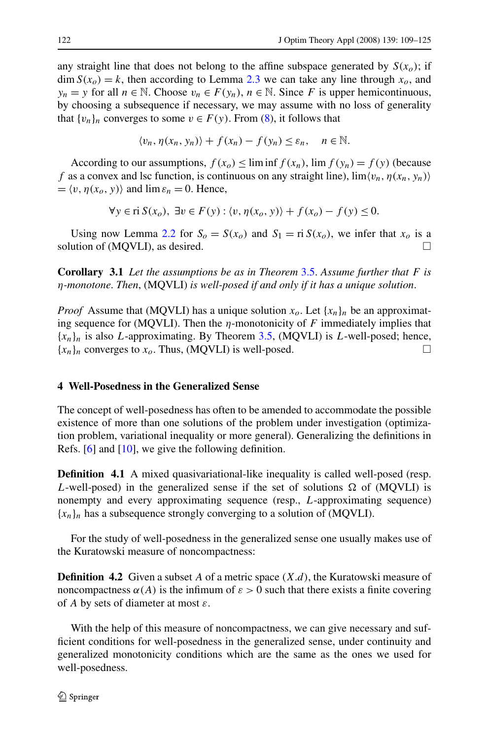any straight line that does not belong to the affine subspace generated by $S(x_o)$; if $\dim S(x_o) = k$, then according to Lemma 2.3 we can take any line through $x_o$, and $y_n = y$ for all $n \in \mathbb{N}$. Choose $v_n \in F(y_n)$, $n \in \mathbb{N}$. Since $F$ is upper hemicontinuous, by choosing a subsequence if necessary, we may assume with no loss of generality that $\{v_n\}_n$ converges to some $v \in F(y)$. From (8), it follows that

$$\langle v_n, \eta(x_n, y_n)\rangle + f(x_n) - f(y_n) \leq \varepsilon_n, \quad n \in \mathbb{N}.$$

According to our assumptions, $f(x_o) \leq \liminf f(x_n)$, $\lim f(y_n) = f(y)$ (because $f$ as a convex and lsc function, is continuous on any straight line), $\lim\langle v_n, \eta(x_n, y_n)\rangle = \langle v, \eta(x_o, y)\rangle$ and $\lim \varepsilon_n = 0$. Hence,

$$\forall y \in \operatorname{ri} S(x_o),\ \exists v \in F(y) : \langle v, \eta(x_o, y)\rangle + f(x_o) - f(y) \leq 0.$$

Using now Lemma 2.2 for $S_o = S(x_o)$ and $S_1 = \operatorname{ri} S(x_o)$, we infer that $x_o$ is a solution of (MQVLI), as desired. □

**Corollary 3.1** *Let the assumptions be as in Theorem 3.5. Assume further that $F$ is $\eta$-monotone. Then,* (MQVLI) *is well-posed if and only if it has a unique solution.*

*Proof* Assume that (MQVLI) has a unique solution $x_o$. Let $\{x_n\}_n$ be an approximating sequence for (MQVLI). Then the $\eta$-monotonicity of $F$ immediately implies that $\{x_n\}_n$ is also $L$-approximating. By Theorem 3.5, (MQVLI) is $L$-well-posed; hence, $\{x_n\}_n$ converges to $x_o$. Thus, (MQVLI) is well-posed. □

## 4 Well-Posedness in the Generalized Sense

The concept of well-posedness has often to be amended to accommodate the possible existence of more than one solutions of the problem under investigation (optimization problem, variational inequality or more general). Generalizing the definitions in Refs. [6] and [10], we give the following definition.

**Definition 4.1** A mixed quasivariational-like inequality is called well-posed (resp. $L$-well-posed) in the generalized sense if the set of solutions $\Omega$ of (MQVLI) is nonempty and every approximating sequence (resp., $L$-approximating sequence) $\{x_n\}_n$ has a subsequence strongly converging to a solution of (MQVLI).

For the study of well-posedness in the generalized sense one usually makes use of the Kuratowski measure of noncompactness:

**Definition 4.2** Given a subset $A$ of a metric space $(X.d)$, the Kuratowski measure of noncompactness $\alpha(A)$ is the infimum of $\varepsilon > 0$ such that there exists a finite covering of $A$ by sets of diameter at most $\varepsilon$.

With the help of this measure of noncompactness, we can give necessary and sufficient conditions for well-posedness in the generalized sense, under continuity and generalized monotonicity conditions which are the same as the ones we used for well-posedness.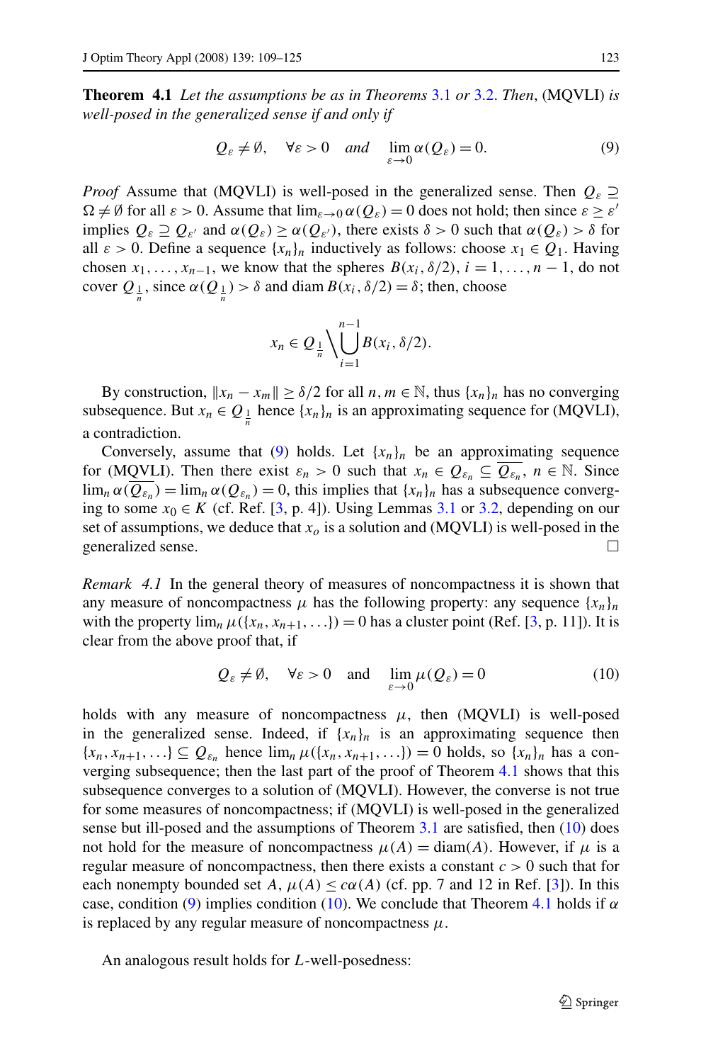**Theorem 4.1** *Let the assumptions be as in Theorems 3.1 or 3.2. Then*, (MQVLI) *is well-posed in the generalized sense if and only if*

$$Q_\varepsilon \neq \emptyset, \quad \forall \varepsilon > 0 \quad \text{and} \quad \lim_{\varepsilon \to 0} \alpha(Q_\varepsilon) = 0. \tag{9}$$

*Proof* Assume that (MQVLI) is well-posed in the generalized sense. Then $Q_\varepsilon \supseteq \Omega \neq \emptyset$ for all $\varepsilon > 0$. Assume that $\lim_{\varepsilon \to 0} \alpha(Q_\varepsilon) = 0$ does not hold; then since $\varepsilon \geq \varepsilon'$ implies $Q_\varepsilon \supseteq Q_{\varepsilon'}$ and $\alpha(Q_\varepsilon) \geq \alpha(Q_{\varepsilon'})$, there exists $\delta > 0$ such that $\alpha(Q_\varepsilon) > \delta$ for all $\varepsilon > 0$. Define a sequence $\{x_n\}_n$ inductively as follows: choose $x_1 \in Q_1$. Having chosen $x_1, \ldots, x_{n-1}$, we know that the spheres $B(x_i, \delta/2)$, $i = 1, \ldots, n-1$, do not cover $Q_{\frac{1}{n}}$, since $\alpha(Q_{\frac{1}{n}}) > \delta$ and $\operatorname{diam} B(x_i, \delta/2) = \delta$; then, choose

$$x_n \in Q_{\frac{1}{n}} \Big\backslash \bigcup_{i=1}^{n-1} B(x_i, \delta/2).$$

By construction, $\|x_n - x_m\| \geq \delta/2$ for all $n, m \in \mathbb{N}$, thus $\{x_n\}_n$ has no converging subsequence. But $x_n \in Q_{\frac{1}{n}}$ hence $\{x_n\}_n$ is an approximating sequence for (MQVLI), a contradiction.

Conversely, assume that (9) holds. Let $\{x_n\}_n$ be an approximating sequence for (MQVLI). Then there exist $\varepsilon_n > 0$ such that $x_n \in Q_{\varepsilon_n} \subseteq \overline{Q_{\varepsilon_n}}$, $n \in \mathbb{N}$. Since $\lim_n \alpha(\overline{Q_{\varepsilon_n}}) = \lim_n \alpha(Q_{\varepsilon_n}) = 0$, this implies that $\{x_n\}_n$ has a subsequence converging to some $x_0 \in K$ (cf. Ref. [3, p. 4]). Using Lemmas 3.1 or 3.2, depending on our set of assumptions, we deduce that $x_o$ is a solution and (MQVLI) is well-posed in the generalized sense. □

*Remark 4.1* In the general theory of measures of noncompactness it is shown that any measure of noncompactness $\mu$ has the following property: any sequence $\{x_n\}_n$ with the property $\lim_n \mu(\{x_n, x_{n+1}, \ldots\}) = 0$ has a cluster point (Ref. [3, p. 11]). It is clear from the above proof that, if

$$Q_\varepsilon \neq \emptyset, \quad \forall \varepsilon > 0 \quad \text{and} \quad \lim_{\varepsilon \to 0} \mu(Q_\varepsilon) = 0 \tag{10}$$

holds with any measure of noncompactness $\mu$, then (MQVLI) is well-posed in the generalized sense. Indeed, if $\{x_n\}_n$ is an approximating sequence then $\{x_n, x_{n+1}, \ldots\} \subseteq Q_{\varepsilon_n}$ hence $\lim_n \mu(\{x_n, x_{n+1}, \ldots\}) = 0$ holds, so $\{x_n\}_n$ has a converging subsequence; then the last part of the proof of Theorem 4.1 shows that this subsequence converges to a solution of (MQVLI). However, the converse is not true for some measures of noncompactness; if (MQVLI) is well-posed in the generalized sense but ill-posed and the assumptions of Theorem 3.1 are satisfied, then (10) does not hold for the measure of noncompactness $\mu(A) = \operatorname{diam}(A)$. However, if $\mu$ is a regular measure of noncompactness, then there exists a constant $c > 0$ such that for each nonempty bounded set $A$, $\mu(A) \leq c\alpha(A)$ (cf. pp. 7 and 12 in Ref. [3]). In this case, condition (9) implies condition (10). We conclude that Theorem 4.1 holds if $\alpha$ is replaced by any regular measure of noncompactness $\mu$.

An analogous result holds for $L$-well-posedness: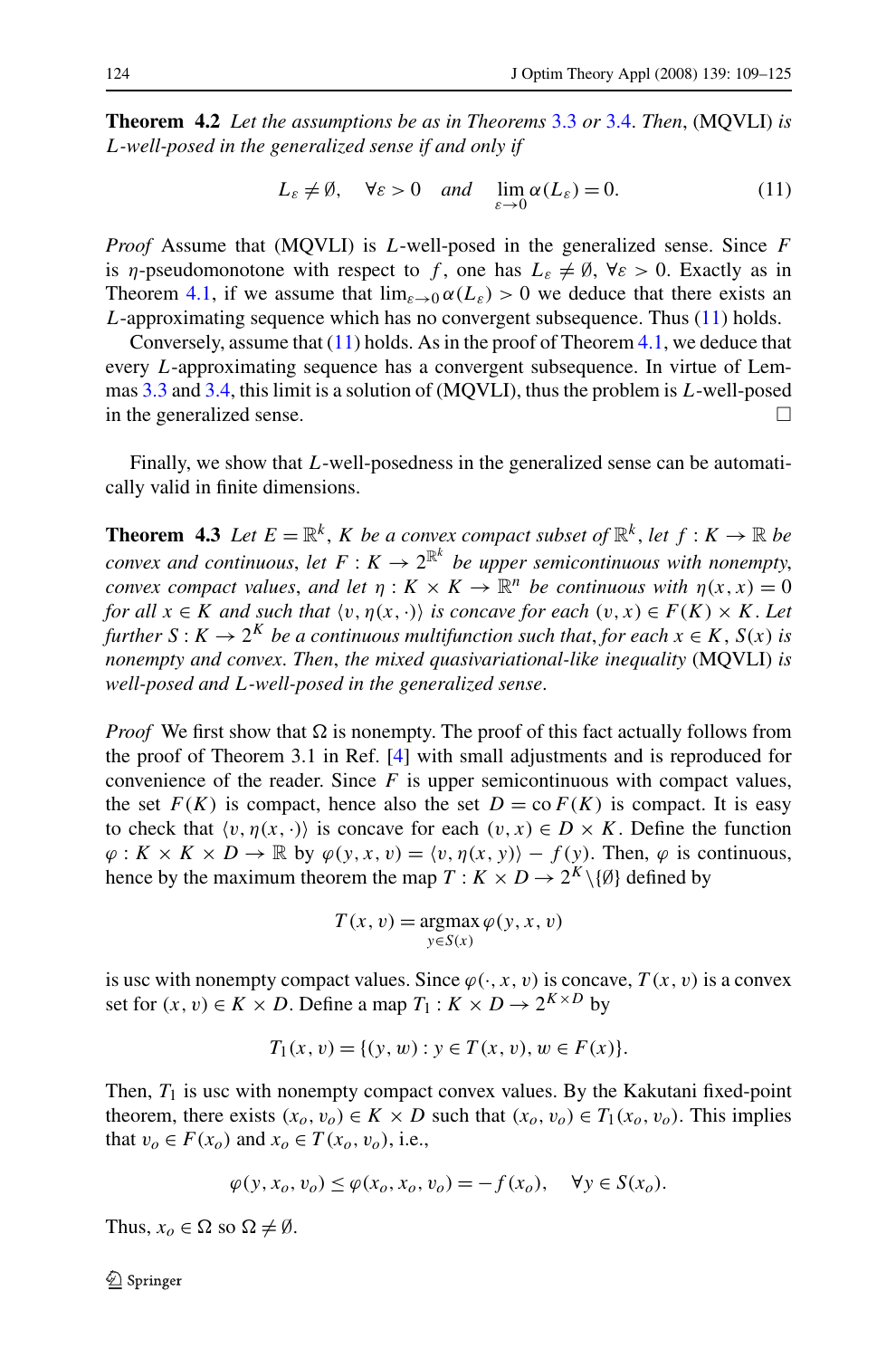**Theorem 4.2** *Let the assumptions be as in Theorems 3.3 or 3.4. Then, (MQVLI) is $L$-well-posed in the generalized sense if and only if*

$$L_\varepsilon \neq \emptyset, \quad \forall \varepsilon > 0 \quad \text{and} \quad \lim_{\varepsilon \to 0} \alpha(L_\varepsilon) = 0. \tag{11}$$

*Proof* Assume that (MQVLI) is $L$-well-posed in the generalized sense. Since $F$ is $\eta$-pseudomonotone with respect to $f$, one has $L_\varepsilon \neq \emptyset$, $\forall \varepsilon > 0$. Exactly as in Theorem 4.1, if we assume that $\lim_{\varepsilon \to 0} \alpha(L_\varepsilon) > 0$ we deduce that there exists an $L$-approximating sequence which has no convergent subsequence. Thus (11) holds.

Conversely, assume that (11) holds. As in the proof of Theorem 4.1, we deduce that every $L$-approximating sequence has a convergent subsequence. In virtue of Lemmas 3.3 and 3.4, this limit is a solution of (MQVLI), thus the problem is $L$-well-posed in the generalized sense. □

Finally, we show that $L$-well-posedness in the generalized sense can be automatically valid in finite dimensions.

**Theorem 4.3** *Let $E = \mathbb{R}^k$, $K$ be a convex compact subset of $\mathbb{R}^k$, let $f : K \to \mathbb{R}$ be convex and continuous, let $F : K \to 2^{\mathbb{R}^k}$ be upper semicontinuous with nonempty, convex compact values, and let $\eta : K \times K \to \mathbb{R}^n$ be continuous with $\eta(x, x) = 0$ for all $x \in K$ and such that $\langle v, \eta(x, \cdot)\rangle$ is concave for each $(v, x) \in F(K) \times K$. Let further $S : K \to 2^K$ be a continuous multifunction such that, for each $x \in K$, $S(x)$ is nonempty and convex. Then, the mixed quasivariational-like inequality (MQVLI) is well-posed and $L$-well-posed in the generalized sense.*

*Proof* We first show that $\Omega$ is nonempty. The proof of this fact actually follows from the proof of Theorem 3.1 in Ref. [4] with small adjustments and is reproduced for convenience of the reader. Since $F$ is upper semicontinuous with compact values, the set $F(K)$ is compact, hence also the set $D = \text{co}\, F(K)$ is compact. It is easy to check that $\langle v, \eta(x, \cdot)\rangle$ is concave for each $(v, x) \in D \times K$. Define the function $\varphi : K \times K \times D \to \mathbb{R}$ by $\varphi(y, x, v) = \langle v, \eta(x, y)\rangle - f(y)$. Then, $\varphi$ is continuous, hence by the maximum theorem the map $T : K \times D \to 2^K \setminus \{\emptyset\}$ defined by

$$T(x, v) = \operatorname*{argmax}_{y \in S(x)} \varphi(y, x, v)$$

is usc with nonempty compact values. Since $\varphi(\cdot, x, v)$ is concave, $T(x, v)$ is a convex set for $(x, v) \in K \times D$. Define a map $T_1 : K \times D \to 2^{K \times D}$ by

$$T_1(x, v) = \{(y, w) : y \in T(x, v), w \in F(x)\}.$$

Then, $T_1$ is usc with nonempty compact convex values. By the Kakutani fixed-point theorem, there exists $(x_o, v_o) \in K \times D$ such that $(x_o, v_o) \in T_1(x_o, v_o)$. This implies that $v_o \in F(x_o)$ and $x_o \in T(x_o, v_o)$, i.e.,

$$\varphi(y, x_o, v_o) \leq \varphi(x_o, x_o, v_o) = -f(x_o), \quad \forall y \in S(x_o).$$

Thus, $x_o \in \Omega$ so $\Omega \neq \emptyset$.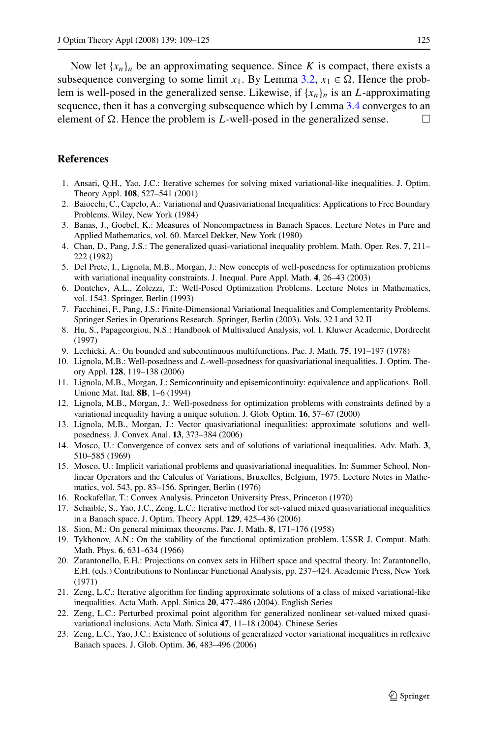Now let $\{x_n\}_n$ be an approximating sequence. Since $K$ is compact, there exists a subsequence converging to some limit $x_1$. By Lemma 3.2, $x_1 \in \Omega$. Hence the problem is well-posed in the generalized sense. Likewise, if $\{x_n\}_n$ is an $L$-approximating sequence, then it has a converging subsequence which by Lemma 3.4 converges to an element of $\Omega$. Hence the problem is $L$-well-posed in the generalized sense. □

## References

1. Ansari, Q.H., Yao, J.C.: Iterative schemes for solving mixed variational-like inequalities. J. Optim. Theory Appl. **108**, 527–541 (2001)
2. Baiocchi, C., Capelo, A.: Variational and Quasivariational Inequalities: Applications to Free Boundary Problems. Wiley, New York (1984)
3. Banas, J., Goebel, K.: Measures of Noncompactness in Banach Spaces. Lecture Notes in Pure and Applied Mathematics, vol. 60. Marcel Dekker, New York (1980)
4. Chan, D., Pang, J.S.: The generalized quasi-variational inequality problem. Math. Oper. Res. **7**, 211–222 (1982)
5. Del Prete, I., Lignola, M.B., Morgan, J.: New concepts of well-posedness for optimization problems with variational inequality constraints. J. Inequal. Pure Appl. Math. **4**, 26–43 (2003)
6. Dontchev, A.L., Zolezzi, T.: Well-Posed Optimization Problems. Lecture Notes in Mathematics, vol. 1543. Springer, Berlin (1993)
7. Facchinei, F., Pang, J.S.: Finite-Dimensional Variational Inequalities and Complementarity Problems. Springer Series in Operations Research. Springer, Berlin (2003). Vols. 32 I and 32 II
8. Hu, S., Papageorgiou, N.S.: Handbook of Multivalued Analysis, vol. I. Kluwer Academic, Dordrecht (1997)
9. Lechicki, A.: On bounded and subcontinuous multifunctions. Pac. J. Math. **75**, 191–197 (1978)
10. Lignola, M.B.: Well-posedness and $L$-well-posedness for quasivariational inequalities. J. Optim. Theory Appl. **128**, 119–138 (2006)
11. Lignola, M.B., Morgan, J.: Semicontinuity and episemicontinuity: equivalence and applications. Boll. Unione Mat. Ital. **8B**, 1–6 (1994)
12. Lignola, M.B., Morgan, J.: Well-posedness for optimization problems with constraints defined by a variational inequality having a unique solution. J. Glob. Optim. **16**, 57–67 (2000)
13. Lignola, M.B., Morgan, J.: Vector quasivariational inequalities: approximate solutions and well-posedness. J. Convex Anal. **13**, 373–384 (2006)
14. Mosco, U.: Convergence of convex sets and of solutions of variational inequalities. Adv. Math. **3**, 510–585 (1969)
15. Mosco, U.: Implicit variational problems and quasivariational inequalities. In: Summer School, Nonlinear Operators and the Calculus of Variations, Bruxelles, Belgium, 1975. Lecture Notes in Mathematics, vol. 543, pp. 83–156. Springer, Berlin (1976)
16. Rockafellar, T.: Convex Analysis. Princeton University Press, Princeton (1970)
17. Schaible, S., Yao, J.C., Zeng, L.C.: Iterative method for set-valued mixed quasivariational inequalities in a Banach space. J. Optim. Theory Appl. **129**, 425–436 (2006)
18. Sion, M.: On general minimax theorems. Pac. J. Math. **8**, 171–176 (1958)
19. Tykhonov, A.N.: On the stability of the functional optimization problem. USSR J. Comput. Math. Math. Phys. **6**, 631–634 (1966)
20. Zarantonello, E.H.: Projections on convex sets in Hilbert space and spectral theory. In: Zarantonello, E.H. (eds.) Contributions to Nonlinear Functional Analysis, pp. 237–424. Academic Press, New York (1971)
21. Zeng, L.C.: Iterative algorithm for finding approximate solutions of a class of mixed variational-like inequalities. Acta Math. Appl. Sinica **20**, 477–486 (2004). English Series
22. Zeng, L.C.: Perturbed proximal point algorithm for generalized nonlinear set-valued mixed quasivariational inclusions. Acta Math. Sinica **47**, 11–18 (2004). Chinese Series
23. Zeng, L.C., Yao, J.C.: Existence of solutions of generalized vector variational inequalities in reflexive Banach spaces. J. Glob. Optim. **36**, 483–496 (2006)